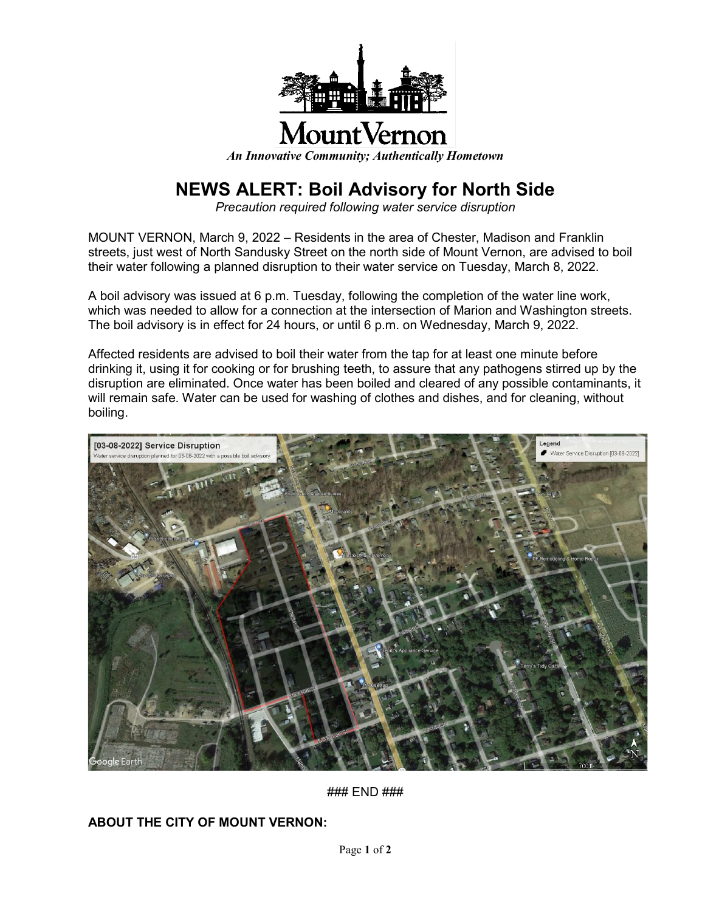MountVernon

*An Innovative Community; Authentically Hometown*

# NEWS ALERT: Boil Advisory for North Side

*Precaution required following water service disruption*

MOUNT VERNON, March 9, 2022 – Residents in the area of Chester, Madison and Franklin streets, just west of North Sandusky Street on the north side of Mount Vernon, are advised to boil their water following a planned disruption to their water service on Tuesday, March 8, 2022.

A boil advisory was issued at 6 p.m. Tuesday, following the completion of the water line work, which was needed to allow for a connection at the intersection of Marion and Washington streets. The boil advisory is in effect for 24 hours, or until 6 p.m. on Wednesday, March 9, 2022.

Affected residents are advised to boil their water from the tap for at least one minute before drinking it, using it for cooking or for brushing teeth, to assure that any pathogens stirred up by the disruption are eliminated. Once water has been boiled and cleared of any possible contaminants, it will remain safe. Water can be used for washing of clothes and dishes, and for cleaning, without boiling.

[03-08-2022] Service Disruption

Water service disruption planned for 03-08-2022 with a possible boil advisory

Legend

Water Service Disruption [03-08-2022]

Google Earth

700 ft

### END ###

**ABOUT THE CITY OF MOUNT VERNON:**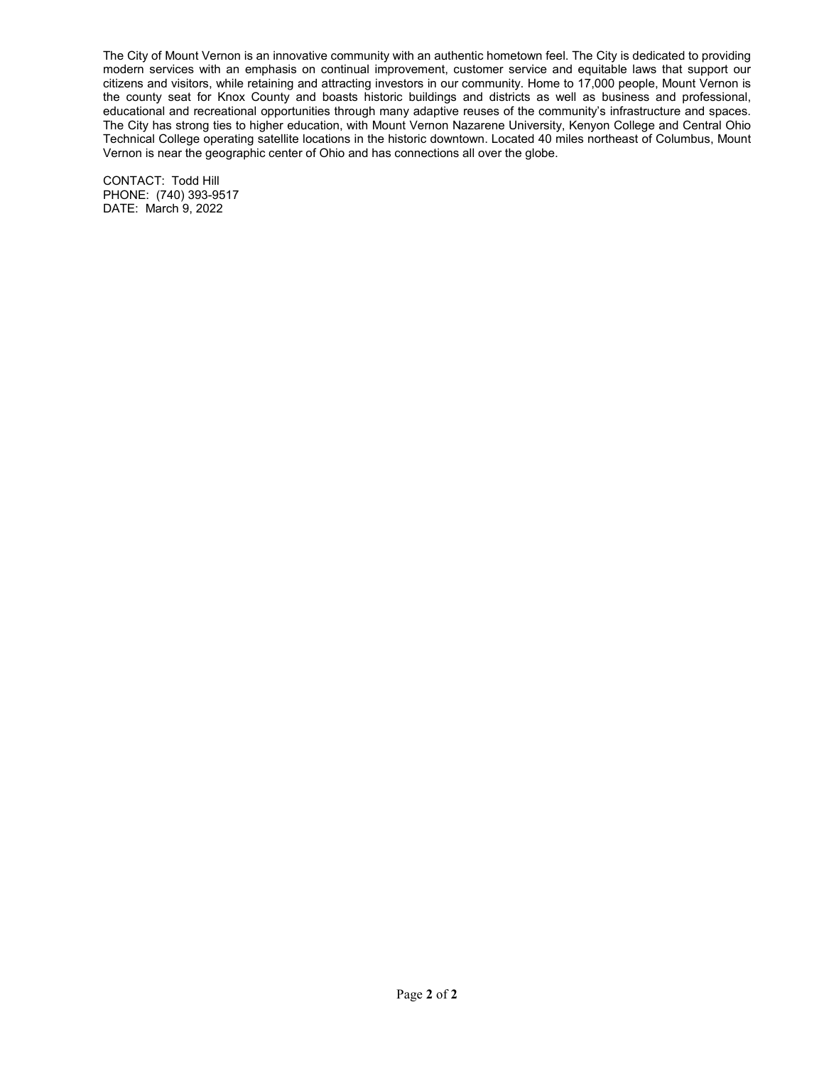The City of Mount Vernon is an innovative community with an authentic hometown feel. The City is dedicated to providing modern services with an emphasis on continual improvement, customer service and equitable laws that support our citizens and visitors, while retaining and attracting investors in our community. Home to 17,000 people, Mount Vernon is the county seat for Knox County and boasts historic buildings and districts as well as business and professional, educational and recreational opportunities through many adaptive reuses of the community's infrastructure and spaces. The City has strong ties to higher education, with Mount Vernon Nazarene University, Kenyon College and Central Ohio Technical College operating satellite locations in the historic downtown. Located 40 miles northeast of Columbus, Mount Vernon is near the geographic center of Ohio and has connections all over the globe.

CONTACT: Todd Hill
PHONE: (740) 393-9517
DATE: March 9, 2022